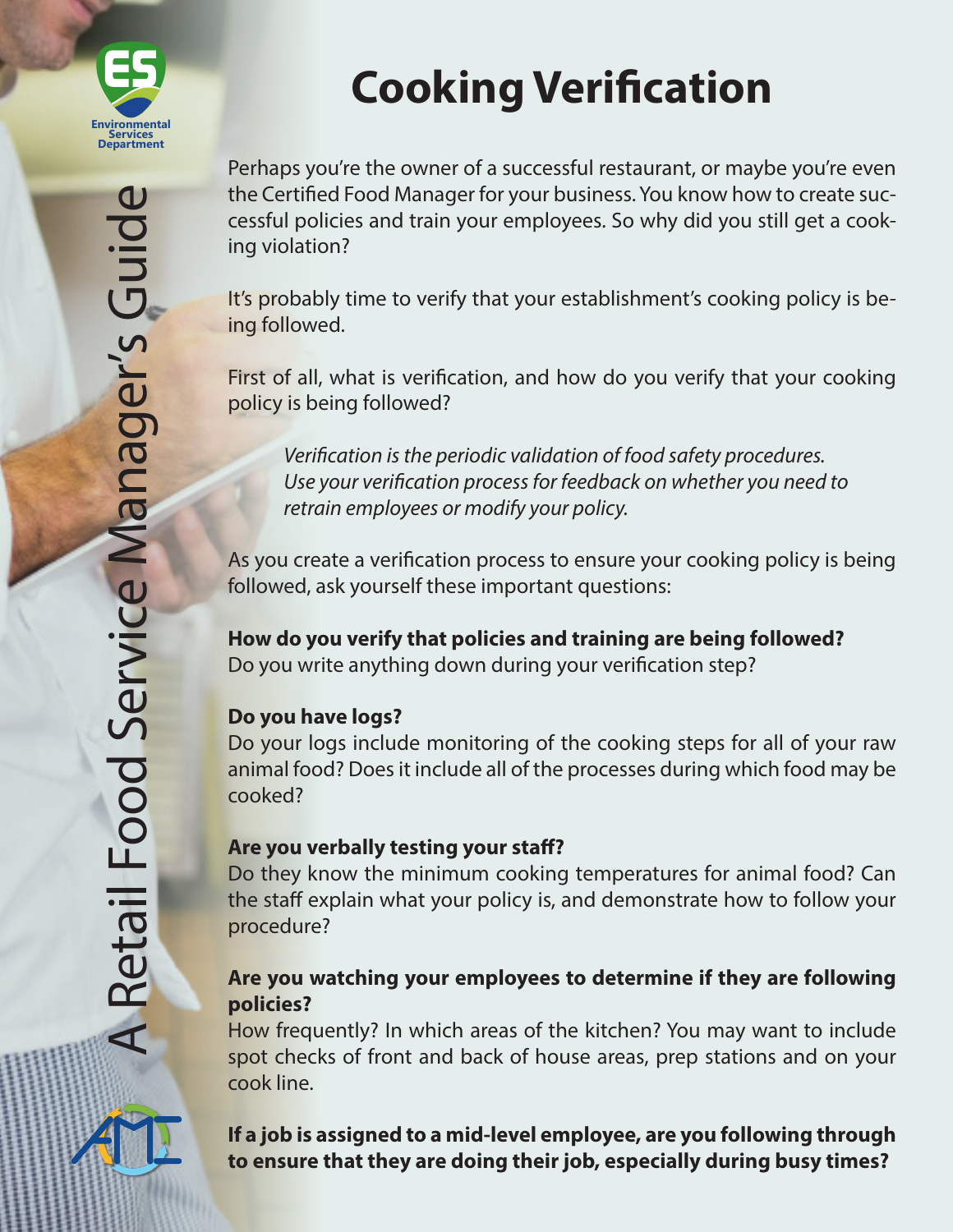# Cooking Verification

Perhaps you're the owner of a successful restaurant, or maybe you're even the Certified Food Manager for your business. You know how to create successful policies and train your employees. So why did you still get a cooking violation?

It's probably time to verify that your establishment's cooking policy is being followed.

First of all, what is verification, and how do you verify that your cooking policy is being followed?

> *Verification is the periodic validation of food safety procedures. Use your verification process for feedback on whether you need to retrain employees or modify your policy.*

As you create a verification process to ensure your cooking policy is being followed, ask yourself these important questions:

**How do you verify that policies and training are being followed?**
Do you write anything down during your verification step?

**Do you have logs?**
Do your logs include monitoring of the cooking steps for all of your raw animal food? Does it include all of the processes during which food may be cooked?

**Are you verbally testing your staff?**
Do they know the minimum cooking temperatures for animal food? Can the staff explain what your policy is, and demonstrate how to follow your procedure?

**Are you watching your employees to determine if they are following policies?**
How frequently? In which areas of the kitchen? You may want to include spot checks of front and back of house areas, prep stations and on your cook line.

**If a job is assigned to a mid-level employee, are you following through to ensure that they are doing their job, especially during busy times?**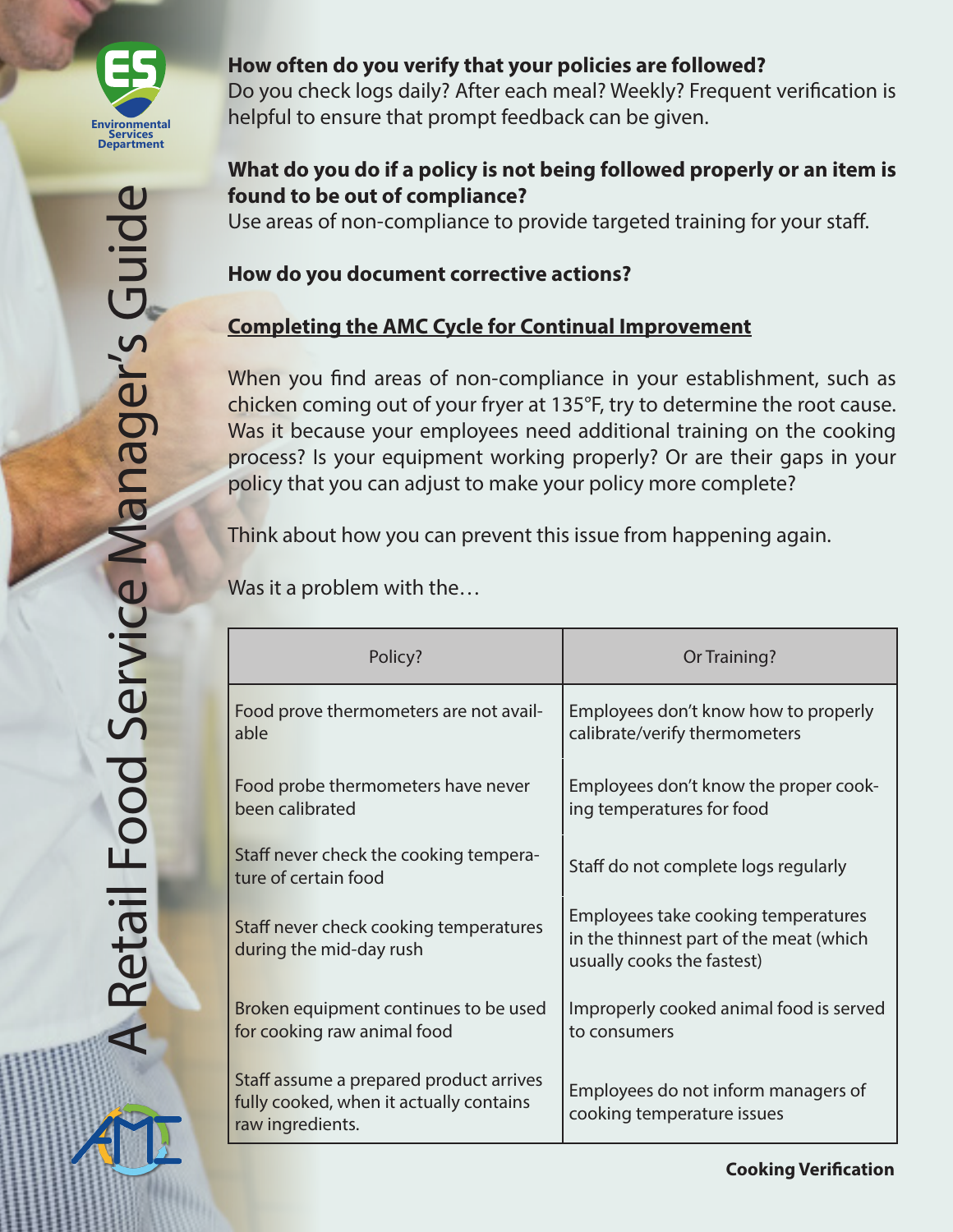**How often do you verify that your policies are followed?**
Do you check logs daily? After each meal? Weekly? Frequent verification is helpful to ensure that prompt feedback can be given.

**What do you do if a policy is not being followed properly or an item is found to be out of compliance?**
Use areas of non-compliance to provide targeted training for your staff.

**How do you document corrective actions?**

## Completing the AMC Cycle for Continual Improvement

When you find areas of non-compliance in your establishment, such as chicken coming out of your fryer at 135°F, try to determine the root cause. Was it because your employees need additional training on the cooking process? Is your equipment working properly? Or are their gaps in your policy that you can adjust to make your policy more complete?

Think about how you can prevent this issue from happening again.

Was it a problem with the…

| Policy? | Or Training? |
| --- | --- |
| Food prove thermometers are not available | Employees don't know how to properly calibrate/verify thermometers |
| Food probe thermometers have never been calibrated | Employees don't know the proper cooking temperatures for food |
| Staff never check the cooking temperature of certain food | Staff do not complete logs regularly |
| Staff never check cooking temperatures during the mid-day rush | Employees take cooking temperatures in the thinnest part of the meat (which usually cooks the fastest) |
| Broken equipment continues to be used for cooking raw animal food | Improperly cooked animal food is served to consumers |
| Staff assume a prepared product arrives fully cooked, when it actually contains raw ingredients. | Employees do not inform managers of cooking temperature issues |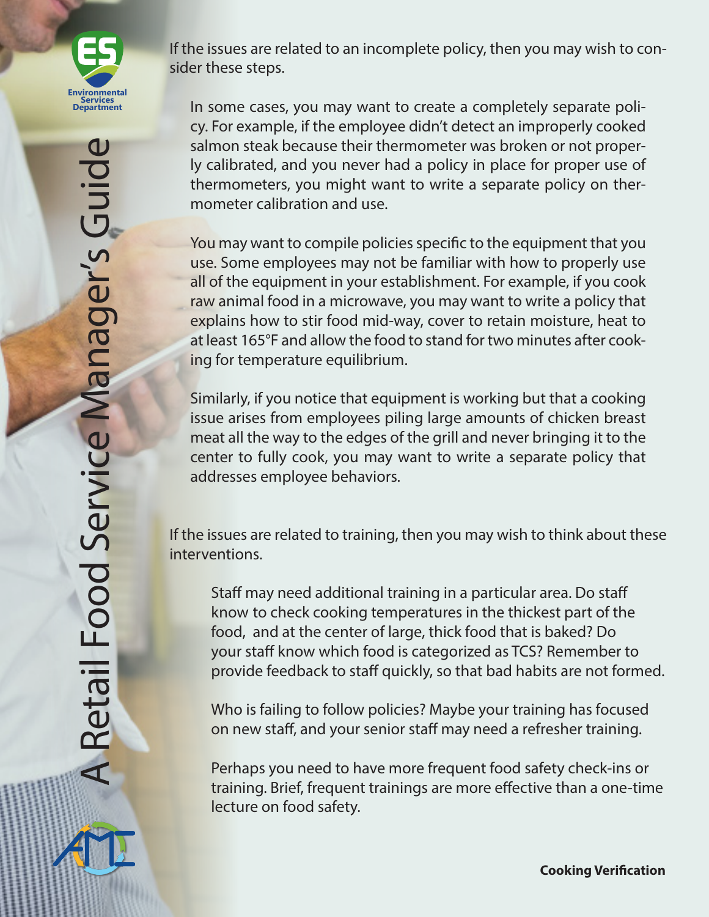If the issues are related to an incomplete policy, then you may wish to consider these steps.

In some cases, you may want to create a completely separate policy. For example, if the employee didn't detect an improperly cooked salmon steak because their thermometer was broken or not properly calibrated, and you never had a policy in place for proper use of thermometers, you might want to write a separate policy on thermometer calibration and use.

You may want to compile policies specific to the equipment that you use. Some employees may not be familiar with how to properly use all of the equipment in your establishment. For example, if you cook raw animal food in a microwave, you may want to write a policy that explains how to stir food mid-way, cover to retain moisture, heat to at least 165°F and allow the food to stand for two minutes after cooking for temperature equilibrium.

Similarly, if you notice that equipment is working but that a cooking issue arises from employees piling large amounts of chicken breast meat all the way to the edges of the grill and never bringing it to the center to fully cook, you may want to write a separate policy that addresses employee behaviors.

If the issues are related to training, then you may wish to think about these interventions.

Staff may need additional training in a particular area. Do staff know to check cooking temperatures in the thickest part of the food, and at the center of large, thick food that is baked? Do your staff know which food is categorized as TCS? Remember to provide feedback to staff quickly, so that bad habits are not formed.

Who is failing to follow policies? Maybe your training has focused on new staff, and your senior staff may need a refresher training.

Perhaps you need to have more frequent food safety check-ins or training. Brief, frequent trainings are more effective than a one-time lecture on food safety.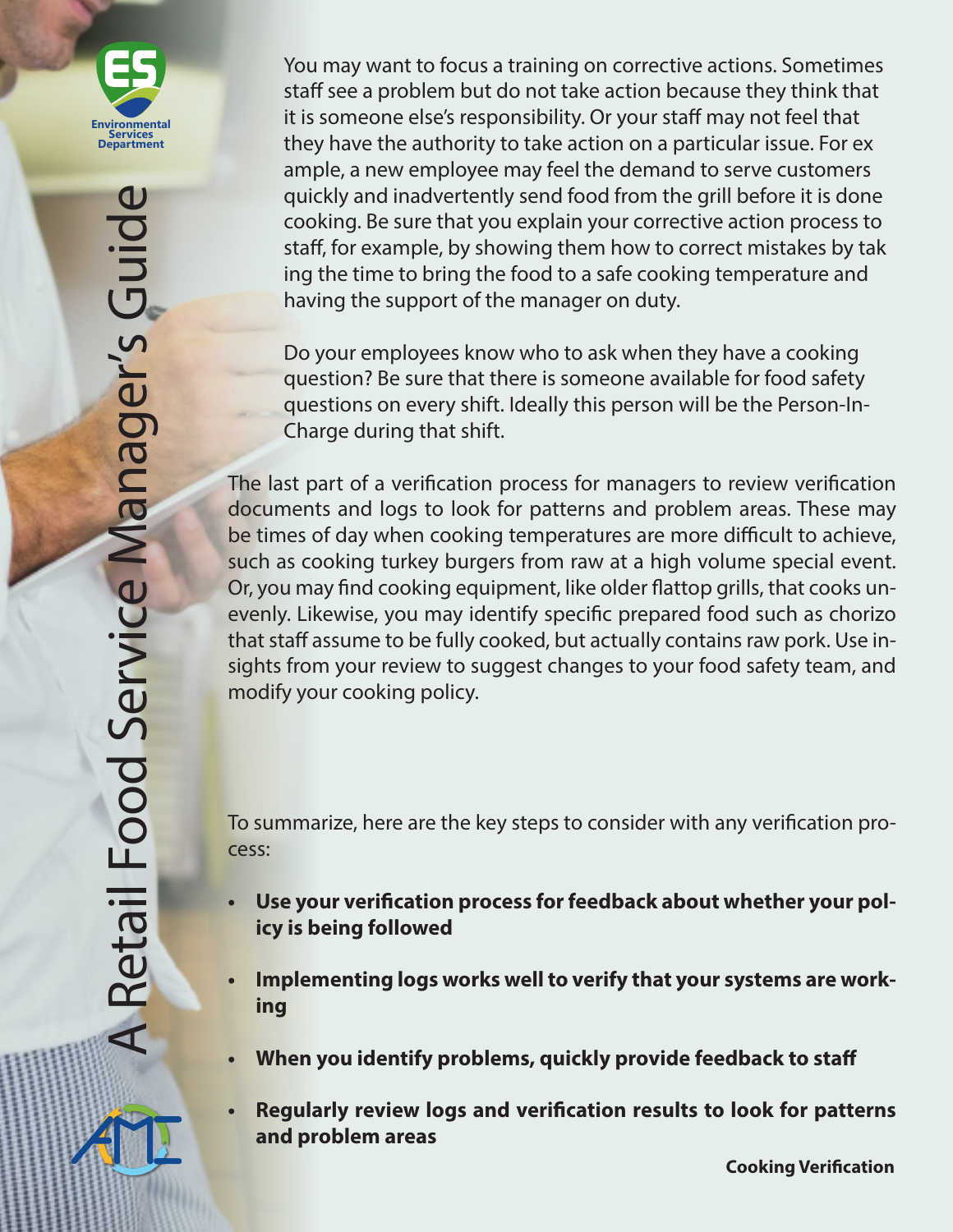You may want to focus a training on corrective actions. Sometimes staff see a problem but do not take action because they think that it is someone else's responsibility. Or your staff may not feel that they have the authority to take action on a particular issue. For example, a new employee may feel the demand to serve customers quickly and inadvertently send food from the grill before it is done cooking. Be sure that you explain your corrective action process to staff, for example, by showing them how to correct mistakes by taking the time to bring the food to a safe cooking temperature and having the support of the manager on duty.

Do your employees know who to ask when they have a cooking question? Be sure that there is someone available for food safety questions on every shift. Ideally this person will be the Person-In-Charge during that shift.

The last part of a verification process for managers to review verification documents and logs to look for patterns and problem areas. These may be times of day when cooking temperatures are more difficult to achieve, such as cooking turkey burgers from raw at a high volume special event. Or, you may find cooking equipment, like older flattop grills, that cooks unevenly. Likewise, you may identify specific prepared food such as chorizo that staff assume to be fully cooked, but actually contains raw pork. Use insights from your review to suggest changes to your food safety team, and modify your cooking policy.

To summarize, here are the key steps to consider with any verification process:

- **Use your verification process for feedback about whether your policy is being followed**
- **Implementing logs works well to verify that your systems are working**
- **When you identify problems, quickly provide feedback to staff**
- **Regularly review logs and verification results to look for patterns and problem areas**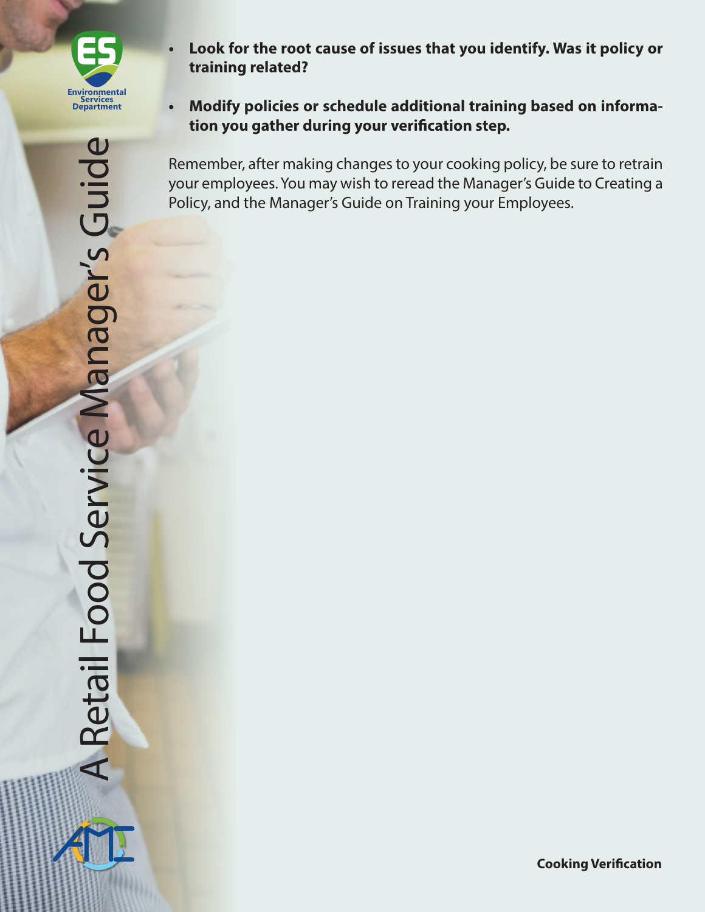- **Look for the root cause of issues that you identify. Was it policy or training related?**
- **Modify policies or schedule additional training based on information you gather during your verification step.**

Remember, after making changes to your cooking policy, be sure to retrain your employees. You may wish to reread the Manager's Guide to Creating a Policy, and the Manager's Guide on Training your Employees.